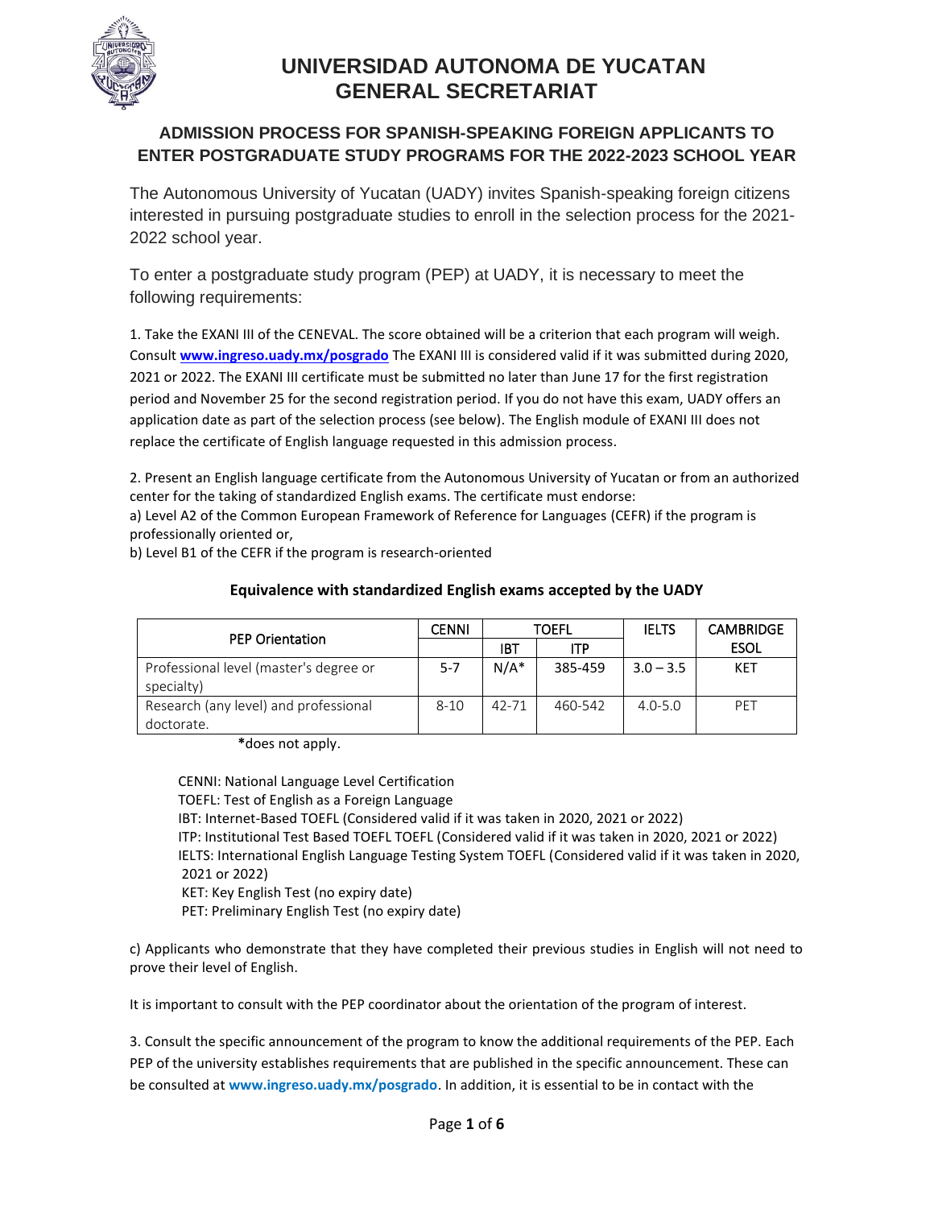# UNIVERSIDAD AUTONOMA DE YUCATAN
# GENERAL SECRETARIAT

## ADMISSION PROCESS FOR SPANISH-SPEAKING FOREIGN APPLICANTS TO ENTER POSTGRADUATE STUDY PROGRAMS FOR THE 2022-2023 SCHOOL YEAR

The Autonomous University of Yucatan (UADY) invites Spanish-speaking foreign citizens interested in pursuing postgraduate studies to enroll in the selection process for the 2021-2022 school year.

To enter a postgraduate study program (PEP) at UADY, it is necessary to meet the following requirements:

1. Take the EXANI III of the CENEVAL. The score obtained will be a criterion that each program will weigh. Consult **www.ingreso.uady.mx/posgrado** The EXANI III is considered valid if it was submitted during 2020, 2021 or 2022. The EXANI III certificate must be submitted no later than June 17 for the first registration period and November 25 for the second registration period. If you do not have this exam, UADY offers an application date as part of the selection process (see below). The English module of EXANI III does not replace the certificate of English language requested in this admission process.

2. Present an English language certificate from the Autonomous University of Yucatan or from an authorized center for the taking of standardized English exams. The certificate must endorse:
a) Level A2 of the Common European Framework of Reference for Languages (CEFR) if the program is professionally oriented or,
b) Level B1 of the CEFR if the program is research-oriented

**Equivalence with standardized English exams accepted by the UADY**

| PEP Orientation | CENNI | TOEFL | | IELTS | CAMBRIDGE |
|---|---|---|---|---|---|
| | | IBT | ITP | | ESOL |
| Professional level (master's degree or specialty) | 5-7 | N/A* | 385-459 | 3.0 – 3.5 | KET |
| Research (any level) and professional doctorate. | 8-10 | 42-71 | 460-542 | 4.0-5.0 | PET |

*does not apply.

CENNI: National Language Level Certification
TOEFL: Test of English as a Foreign Language
IBT: Internet-Based TOEFL (Considered valid if it was taken in 2020, 2021 or 2022)
ITP: Institutional Test Based TOEFL TOEFL (Considered valid if it was taken in 2020, 2021 or 2022)
IELTS: International English Language Testing System TOEFL (Considered valid if it was taken in 2020, 2021 or 2022)
KET: Key English Test (no expiry date)
PET: Preliminary English Test (no expiry date)

c) Applicants who demonstrate that they have completed their previous studies in English will not need to prove their level of English.

It is important to consult with the PEP coordinator about the orientation of the program of interest.

3. Consult the specific announcement of the program to know the additional requirements of the PEP. Each PEP of the university establishes requirements that are published in the specific announcement. These can be consulted at **www.ingreso.uady.mx/posgrado**. In addition, it is essential to be in contact with the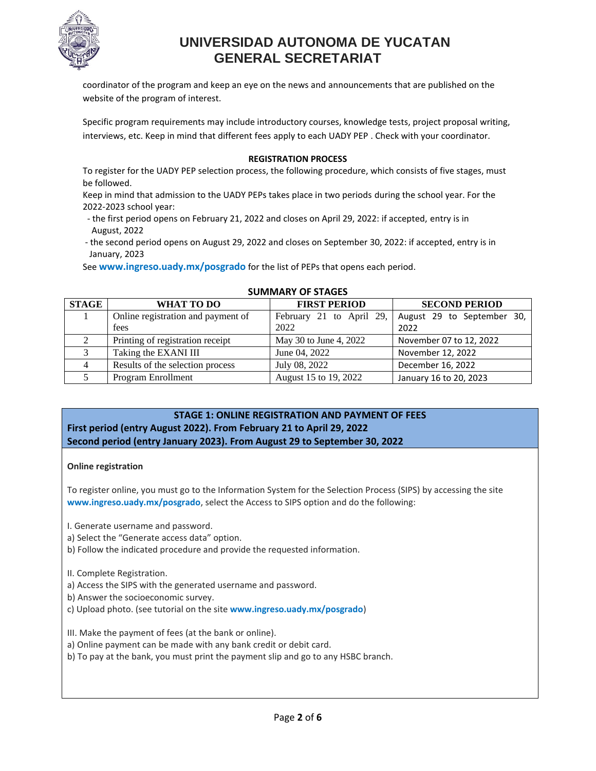coordinator of the program and keep an eye on the news and announcements that are published on the website of the program of interest.

Specific program requirements may include introductory courses, knowledge tests, project proposal writing, interviews, etc. Keep in mind that different fees apply to each UADY PEP . Check with your coordinator.

## REGISTRATION PROCESS

To register for the UADY PEP selection process, the following procedure, which consists of five stages, must be followed.

Keep in mind that admission to the UADY PEPs takes place in two periods during the school year. For the 2022-2023 school year:

- the first period opens on February 21, 2022 and closes on April 29, 2022: if accepted, entry is in August, 2022
- the second period opens on August 29, 2022 and closes on September 30, 2022: if accepted, entry is in January, 2023

See **www.ingreso.uady.mx/posgrado** for the list of PEPs that opens each period.

### SUMMARY OF STAGES

| STAGE | WHAT TO DO | FIRST PERIOD | SECOND PERIOD |
|---|---|---|---|
| 1 | Online registration and payment of fees | February 21 to April 29, 2022 | August 29 to September 30, 2022 |
| 2 | Printing of registration receipt | May 30 to June 4, 2022 | November 07 to 12, 2022 |
| 3 | Taking the EXANI III | June 04, 2022 | November 12, 2022 |
| 4 | Results of the selection process | July 08, 2022 | December 16, 2022 |
| 5 | Program Enrollment | August 15 to 19, 2022 | January 16 to 20, 2023 |

## STAGE 1: ONLINE REGISTRATION AND PAYMENT OF FEES

**First period (entry August 2022). From February 21 to April 29, 2022**
**Second period (entry January 2023). From August 29 to September 30, 2022**

**Online registration**

To register online, you must go to the Information System for the Selection Process (SIPS) by accessing the site **www.ingreso.uady.mx/posgrado**, select the Access to SIPS option and do the following:

I. Generate username and password.
a) Select the "Generate access data" option.
b) Follow the indicated procedure and provide the requested information.

II. Complete Registration.
a) Access the SIPS with the generated username and password.
b) Answer the socioeconomic survey.
c) Upload photo. (see tutorial on the site **www.ingreso.uady.mx/posgrado**)

III. Make the payment of fees (at the bank or online).
a) Online payment can be made with any bank credit or debit card.
b) To pay at the bank, you must print the payment slip and go to any HSBC branch.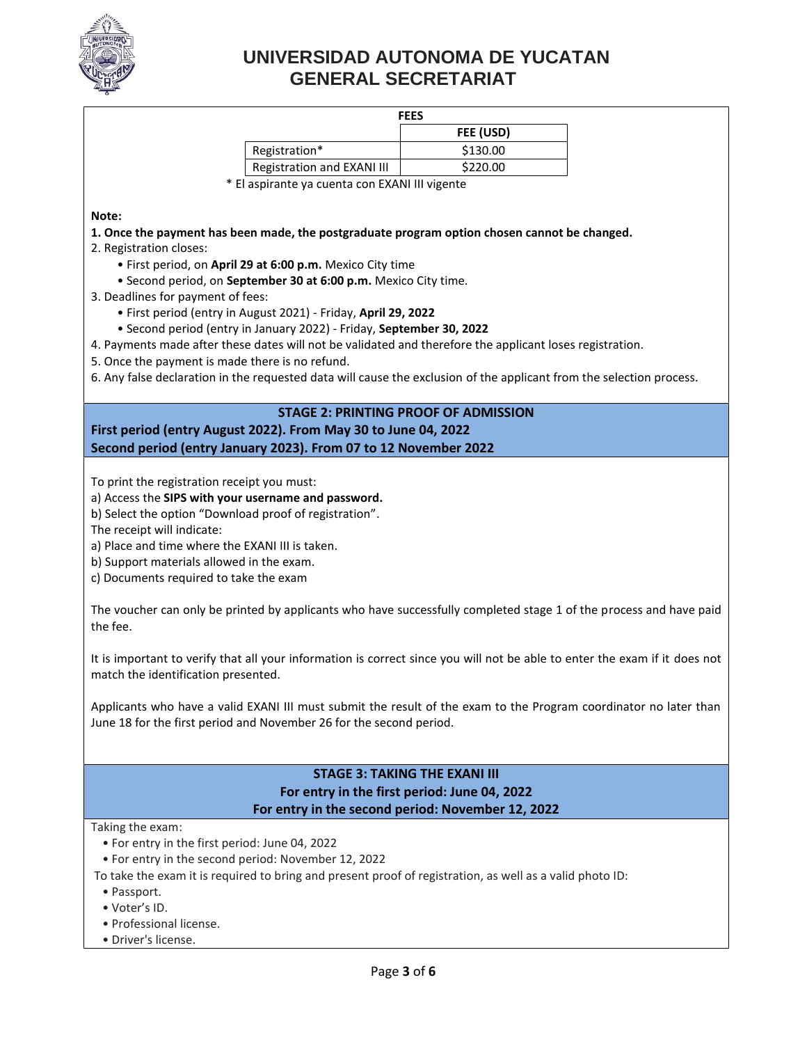**FEES**

| | FEE (USD) |
|---|---|
| Registration* | $130.00 |
| Registration and EXANI III | $220.00 |

\* El aspirante ya cuenta con EXANI III vigente

**Note:**

**1. Once the payment has been made, the postgraduate program option chosen cannot be changed.**

2. Registration closes:
   - First period, on **April 29 at 6:00 p.m.** Mexico City time
   - Second period, on **September 30 at 6:00 p.m.** Mexico City time.
3. Deadlines for payment of fees:
   - First period (entry in August 2021) - Friday, **April 29, 2022**
   - Second period (entry in January 2022) - Friday, **September 30, 2022**
4. Payments made after these dates will not be validated and therefore the applicant loses registration.
5. Once the payment is made there is no refund.
6. Any false declaration in the requested data will cause the exclusion of the applicant from the selection process.

## STAGE 2: PRINTING PROOF OF ADMISSION

**First period (entry August 2022). From May 30 to June 04, 2022**
**Second period (entry January 2023). From 07 to 12 November 2022**

To print the registration receipt you must:

a) Access the **SIPS with your username and password.**
b) Select the option "Download proof of registration".

The receipt will indicate:

a) Place and time where the EXANI III is taken.
b) Support materials allowed in the exam.
c) Documents required to take the exam

The voucher can only be printed by applicants who have successfully completed stage 1 of the process and have paid the fee.

It is important to verify that all your information is correct since you will not be able to enter the exam if it does not match the identification presented.

Applicants who have a valid EXANI III must submit the result of the exam to the Program coordinator no later than June 18 for the first period and November 26 for the second period.

## STAGE 3: TAKING THE EXANI III

**For entry in the first period: June 04, 2022**
**For entry in the second period: November 12, 2022**

Taking the exam:

- For entry in the first period: June 04, 2022
- For entry in the second period: November 12, 2022

To take the exam it is required to bring and present proof of registration, as well as a valid photo ID:

- Passport.
- Voter's ID.
- Professional license.
- Driver's license.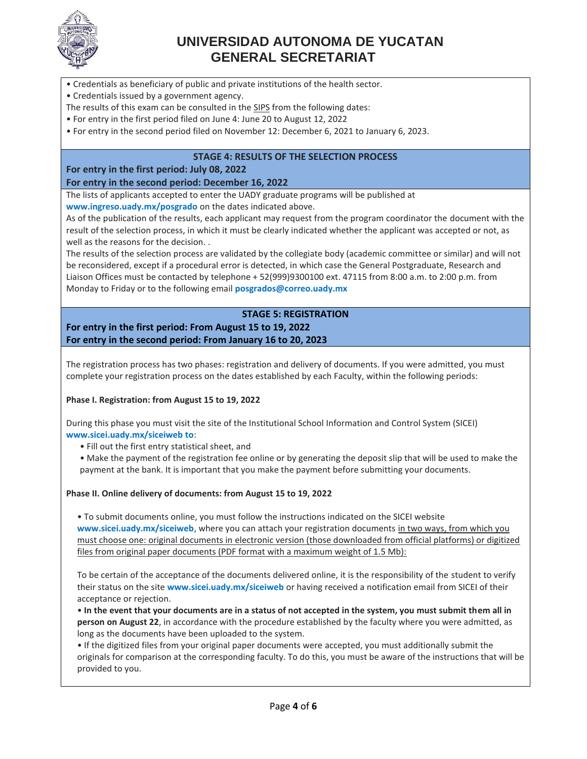• Credentials as beneficiary of public and private institutions of the health sector.
• Credentials issued by a government agency.

The results of this exam can be consulted in the SIPS from the following dates:

• For entry in the first period filed on June 4: June 20 to August 12, 2022
• For entry in the second period filed on November 12: December 6, 2021 to January 6, 2023.

## STAGE 4: RESULTS OF THE SELECTION PROCESS

**For entry in the first period: July 08, 2022**
**For entry in the second period: December 16, 2022**

The lists of applicants accepted to enter the UADY graduate programs will be published at **www.ingreso.uady.mx/posgrado** on the dates indicated above.

As of the publication of the results, each applicant may request from the program coordinator the document with the result of the selection process, in which it must be clearly indicated whether the applicant was accepted or not, as well as the reasons for the decision. .

The results of the selection process are validated by the collegiate body (academic committee or similar) and will not be reconsidered, except if a procedural error is detected, in which case the General Postgraduate, Research and Liaison Offices must be contacted by telephone + 52(999)9300100 ext. 47115 from 8:00 a.m. to 2:00 p.m. from Monday to Friday or to the following email **posgrados@correo.uady.mx**

## STAGE 5: REGISTRATION

**For entry in the first period: From August 15 to 19, 2022**
**For entry in the second period: From January 16 to 20, 2023**

The registration process has two phases: registration and delivery of documents. If you were admitted, you must complete your registration process on the dates established by each Faculty, within the following periods:

**Phase I. Registration: from August 15 to 19, 2022**

During this phase you must visit the site of the Institutional School Information and Control System (SICEI) **www.sicei.uady.mx/siceiweb to**:

• Fill out the first entry statistical sheet, and
• Make the payment of the registration fee online or by generating the deposit slip that will be used to make the payment at the bank. It is important that you make the payment before submitting your documents.

**Phase II. Online delivery of documents: from August 15 to 19, 2022**

• To submit documents online, you must follow the instructions indicated on the SICEI website **www.sicei.uady.mx/siceiweb**, where you can attach your registration documents in two ways, from which you must choose one: original documents in electronic version (those downloaded from official platforms) or digitized files from original paper documents (PDF format with a maximum weight of 1.5 Mb):

To be certain of the acceptance of the documents delivered online, it is the responsibility of the student to verify their status on the site **www.sicei.uady.mx/siceiweb** or having received a notification email from SICEI of their acceptance or rejection.

• **In the event that your documents are in a status of not accepted in the system, you must submit them all in person on August 22**, in accordance with the procedure established by the faculty where you were admitted, as long as the documents have been uploaded to the system.
• If the digitized files from your original paper documents were accepted, you must additionally submit the originals for comparison at the corresponding faculty. To do this, you must be aware of the instructions that will be provided to you.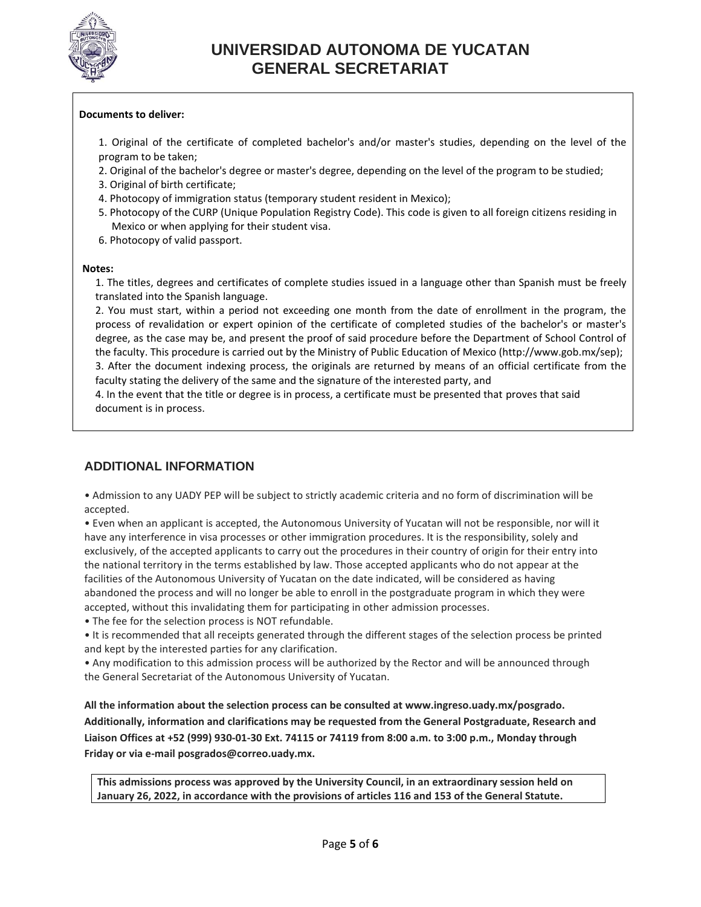**Documents to deliver:**

1. Original of the certificate of completed bachelor's and/or master's studies, depending on the level of the program to be taken;
2. Original of the bachelor's degree or master's degree, depending on the level of the program to be studied;
3. Original of birth certificate;
4. Photocopy of immigration status (temporary student resident in Mexico);
5. Photocopy of the CURP (Unique Population Registry Code). This code is given to all foreign citizens residing in Mexico or when applying for their student visa.
6. Photocopy of valid passport.

**Notes:**

1. The titles, degrees and certificates of complete studies issued in a language other than Spanish must be freely translated into the Spanish language.
2. You must start, within a period not exceeding one month from the date of enrollment in the program, the process of revalidation or expert opinion of the certificate of completed studies of the bachelor's or master's degree, as the case may be, and present the proof of said procedure before the Department of School Control of the faculty. This procedure is carried out by the Ministry of Public Education of Mexico (http://www.gob.mx/sep);
3. After the document indexing process, the originals are returned by means of an official certificate from the faculty stating the delivery of the same and the signature of the interested party, and
4. In the event that the title or degree is in process, a certificate must be presented that proves that said document is in process.

## ADDITIONAL INFORMATION

- Admission to any UADY PEP will be subject to strictly academic criteria and no form of discrimination will be accepted.
- Even when an applicant is accepted, the Autonomous University of Yucatan will not be responsible, nor will it have any interference in visa processes or other immigration procedures. It is the responsibility, solely and exclusively, of the accepted applicants to carry out the procedures in their country of origin for their entry into the national territory in the terms established by law. Those accepted applicants who do not appear at the facilities of the Autonomous University of Yucatan on the date indicated, will be considered as having abandoned the process and will no longer be able to enroll in the postgraduate program in which they were accepted, without this invalidating them for participating in other admission processes.
- The fee for the selection process is NOT refundable.
- It is recommended that all receipts generated through the different stages of the selection process be printed and kept by the interested parties for any clarification.
- Any modification to this admission process will be authorized by the Rector and will be announced through the General Secretariat of the Autonomous University of Yucatan.

**All the information about the selection process can be consulted at www.ingreso.uady.mx/posgrado. Additionally, information and clarifications may be requested from the General Postgraduate, Research and Liaison Offices at +52 (999) 930-01-30 Ext. 74115 or 74119 from 8:00 a.m. to 3:00 p.m., Monday through Friday or via e-mail posgrados@correo.uady.mx.**

**This admissions process was approved by the University Council, in an extraordinary session held on January 26, 2022, in accordance with the provisions of articles 116 and 153 of the General Statute.**